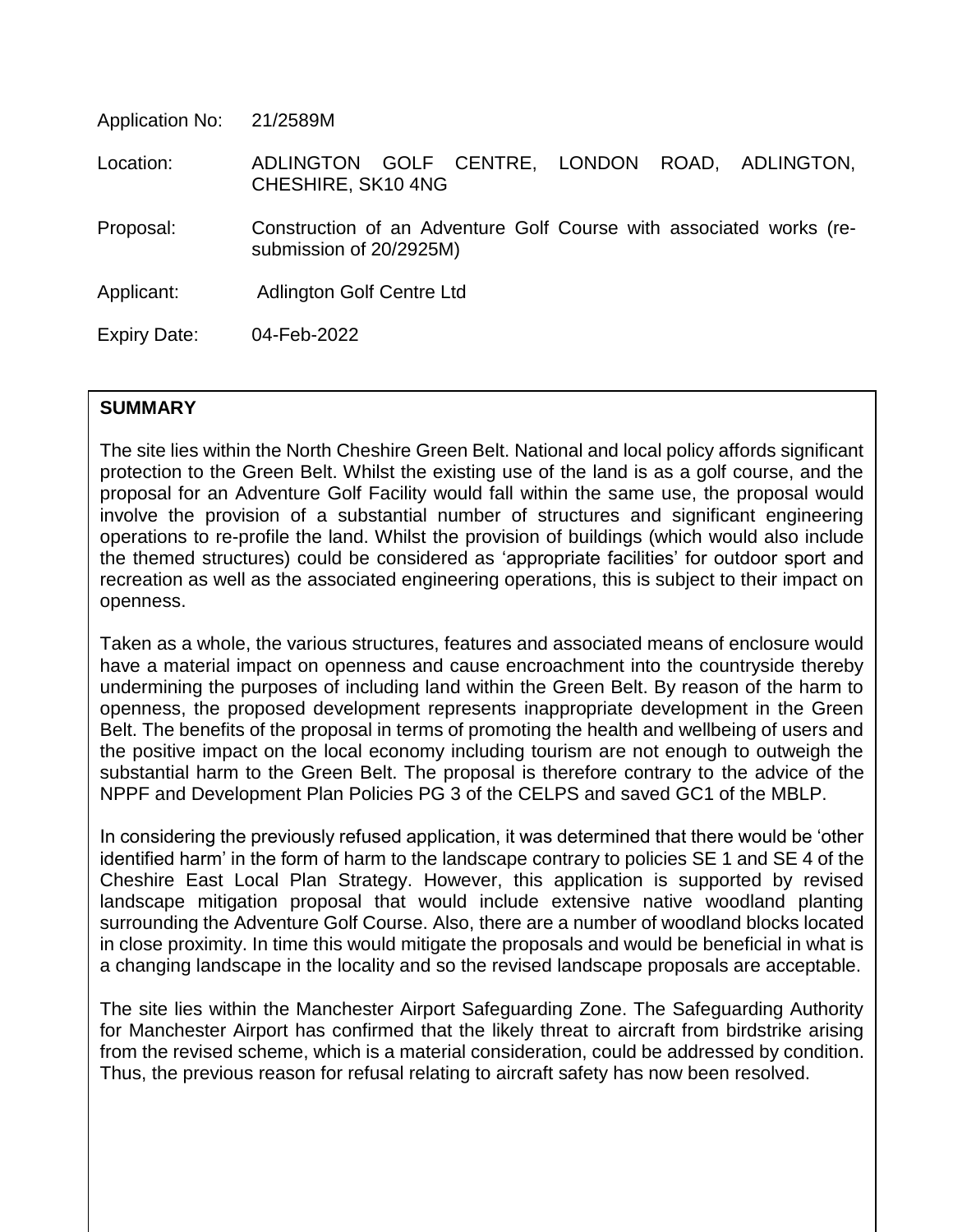| | |
|---|---|
| Application No: | 21/2589M |
| Location: | ADLINGTON GOLF CENTRE, LONDON ROAD, ADLINGTON, CHESHIRE, SK10 4NG |
| Proposal: | Construction of an Adventure Golf Course with associated works (re-submission of 20/2925M) |
| Applicant: | Adlington Golf Centre Ltd |
| Expiry Date: | 04-Feb-2022 |

## SUMMARY

The site lies within the North Cheshire Green Belt. National and local policy affords significant protection to the Green Belt. Whilst the existing use of the land is as a golf course, and the proposal for an Adventure Golf Facility would fall within the same use, the proposal would involve the provision of a substantial number of structures and significant engineering operations to re-profile the land. Whilst the provision of buildings (which would also include the themed structures) could be considered as 'appropriate facilities' for outdoor sport and recreation as well as the associated engineering operations, this is subject to their impact on openness.

Taken as a whole, the various structures, features and associated means of enclosure would have a material impact on openness and cause encroachment into the countryside thereby undermining the purposes of including land within the Green Belt. By reason of the harm to openness, the proposed development represents inappropriate development in the Green Belt. The benefits of the proposal in terms of promoting the health and wellbeing of users and the positive impact on the local economy including tourism are not enough to outweigh the substantial harm to the Green Belt. The proposal is therefore contrary to the advice of the NPPF and Development Plan Policies PG 3 of the CELPS and saved GC1 of the MBLP.

In considering the previously refused application, it was determined that there would be 'other identified harm' in the form of harm to the landscape contrary to policies SE 1 and SE 4 of the Cheshire East Local Plan Strategy. However, this application is supported by revised landscape mitigation proposal that would include extensive native woodland planting surrounding the Adventure Golf Course. Also, there are a number of woodland blocks located in close proximity. In time this would mitigate the proposals and would be beneficial in what is a changing landscape in the locality and so the revised landscape proposals are acceptable.

The site lies within the Manchester Airport Safeguarding Zone. The Safeguarding Authority for Manchester Airport has confirmed that the likely threat to aircraft from birdstrike arising from the revised scheme, which is a material consideration, could be addressed by condition. Thus, the previous reason for refusal relating to aircraft safety has now been resolved.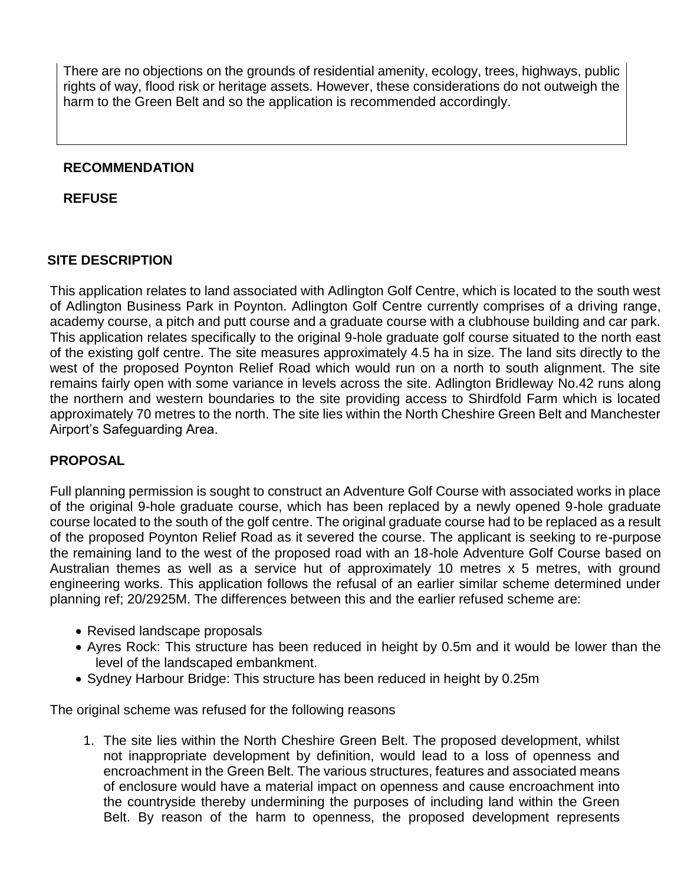There are no objections on the grounds of residential amenity, ecology, trees, highways, public rights of way, flood risk or heritage assets. However, these considerations do not outweigh the harm to the Green Belt and so the application is recommended accordingly.

## RECOMMENDATION

**REFUSE**

## SITE DESCRIPTION

This application relates to land associated with Adlington Golf Centre, which is located to the south west of Adlington Business Park in Poynton. Adlington Golf Centre currently comprises of a driving range, academy course, a pitch and putt course and a graduate course with a clubhouse building and car park. This application relates specifically to the original 9-hole graduate golf course situated to the north east of the existing golf centre. The site measures approximately 4.5 ha in size. The land sits directly to the west of the proposed Poynton Relief Road which would run on a north to south alignment. The site remains fairly open with some variance in levels across the site. Adlington Bridleway No.42 runs along the northern and western boundaries to the site providing access to Shirdfold Farm which is located approximately 70 metres to the north. The site lies within the North Cheshire Green Belt and Manchester Airport's Safeguarding Area.

## PROPOSAL

Full planning permission is sought to construct an Adventure Golf Course with associated works in place of the original 9-hole graduate course, which has been replaced by a newly opened 9-hole graduate course located to the south of the golf centre. The original graduate course had to be replaced as a result of the proposed Poynton Relief Road as it severed the course. The applicant is seeking to re-purpose the remaining land to the west of the proposed road with an 18-hole Adventure Golf Course based on Australian themes as well as a service hut of approximately 10 metres x 5 metres, with ground engineering works. This application follows the refusal of an earlier similar scheme determined under planning ref; 20/2925M. The differences between this and the earlier refused scheme are:

- Revised landscape proposals
- Ayres Rock: This structure has been reduced in height by 0.5m and it would be lower than the level of the landscaped embankment.
- Sydney Harbour Bridge: This structure has been reduced in height by 0.25m

The original scheme was refused for the following reasons

1. The site lies within the North Cheshire Green Belt. The proposed development, whilst not inappropriate development by definition, would lead to a loss of openness and encroachment in the Green Belt. The various structures, features and associated means of enclosure would have a material impact on openness and cause encroachment into the countryside thereby undermining the purposes of including land within the Green Belt. By reason of the harm to openness, the proposed development represents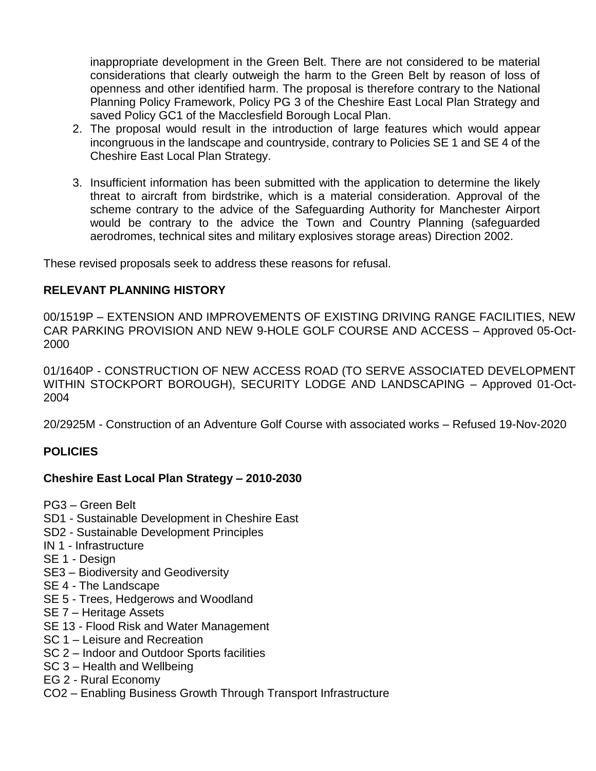inappropriate development in the Green Belt. There are not considered to be material considerations that clearly outweigh the harm to the Green Belt by reason of loss of openness and other identified harm. The proposal is therefore contrary to the National Planning Policy Framework, Policy PG 3 of the Cheshire East Local Plan Strategy and saved Policy GC1 of the Macclesfield Borough Local Plan.

2. The proposal would result in the introduction of large features which would appear incongruous in the landscape and countryside, contrary to Policies SE 1 and SE 4 of the Cheshire East Local Plan Strategy.

3. Insufficient information has been submitted with the application to determine the likely threat to aircraft from birdstrike, which is a material consideration. Approval of the scheme contrary to the advice of the Safeguarding Authority for Manchester Airport would be contrary to the advice the Town and Country Planning (safeguarded aerodromes, technical sites and military explosives storage areas) Direction 2002.

These revised proposals seek to address these reasons for refusal.

## RELEVANT PLANNING HISTORY

00/1519P – EXTENSION AND IMPROVEMENTS OF EXISTING DRIVING RANGE FACILITIES, NEW CAR PARKING PROVISION AND NEW 9-HOLE GOLF COURSE AND ACCESS – Approved 05-Oct-2000

01/1640P - CONSTRUCTION OF NEW ACCESS ROAD (TO SERVE ASSOCIATED DEVELOPMENT WITHIN STOCKPORT BOROUGH), SECURITY LODGE AND LANDSCAPING – Approved 01-Oct-2004

20/2925M - Construction of an Adventure Golf Course with associated works – Refused 19-Nov-2020

## POLICIES

### Cheshire East Local Plan Strategy – 2010-2030

PG3 – Green Belt
SD1 - Sustainable Development in Cheshire East
SD2 - Sustainable Development Principles
IN 1 - Infrastructure
SE 1 - Design
SE3 – Biodiversity and Geodiversity
SE 4 - The Landscape
SE 5 - Trees, Hedgerows and Woodland
SE 7 – Heritage Assets
SE 13 - Flood Risk and Water Management
SC 1 – Leisure and Recreation
SC 2 – Indoor and Outdoor Sports facilities
SC 3 – Health and Wellbeing
EG 2 - Rural Economy
CO2 – Enabling Business Growth Through Transport Infrastructure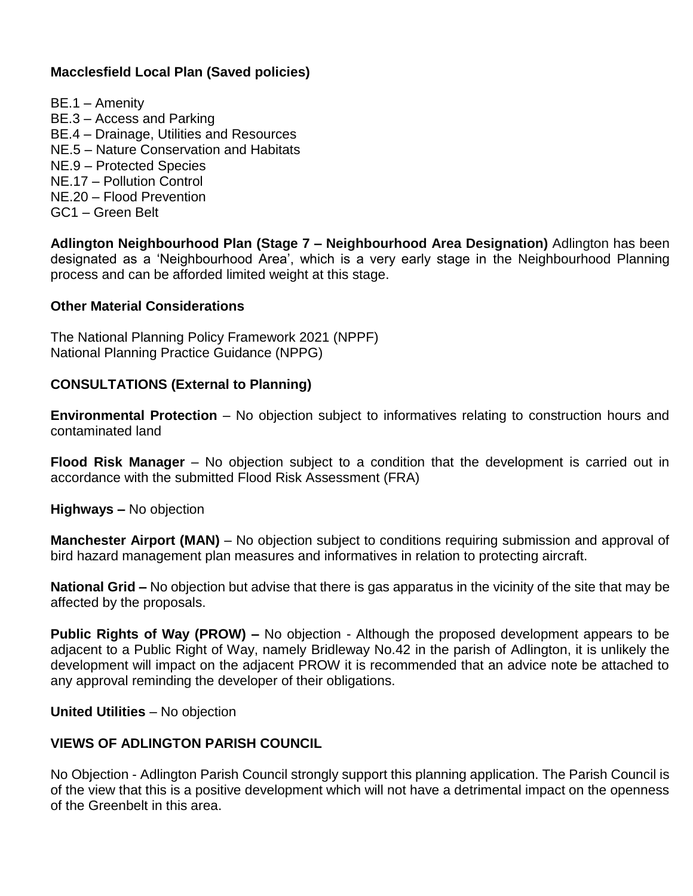**Macclesfield Local Plan (Saved policies)**

BE.1 – Amenity
BE.3 – Access and Parking
BE.4 – Drainage, Utilities and Resources
NE.5 – Nature Conservation and Habitats
NE.9 – Protected Species
NE.17 – Pollution Control
NE.20 – Flood Prevention
GC1 – Green Belt

**Adlington Neighbourhood Plan (Stage 7 – Neighbourhood Area Designation)** Adlington has been designated as a 'Neighbourhood Area', which is a very early stage in the Neighbourhood Planning process and can be afforded limited weight at this stage.

**Other Material Considerations**

The National Planning Policy Framework 2021 (NPPF)
National Planning Practice Guidance (NPPG)

**CONSULTATIONS (External to Planning)**

**Environmental Protection** – No objection subject to informatives relating to construction hours and contaminated land

**Flood Risk Manager** – No objection subject to a condition that the development is carried out in accordance with the submitted Flood Risk Assessment (FRA)

**Highways –** No objection

**Manchester Airport (MAN)** – No objection subject to conditions requiring submission and approval of bird hazard management plan measures and informatives in relation to protecting aircraft.

**National Grid –** No objection but advise that there is gas apparatus in the vicinity of the site that may be affected by the proposals.

**Public Rights of Way (PROW) –** No objection - Although the proposed development appears to be adjacent to a Public Right of Way, namely Bridleway No.42 in the parish of Adlington, it is unlikely the development will impact on the adjacent PROW it is recommended that an advice note be attached to any approval reminding the developer of their obligations.

**United Utilities** – No objection

**VIEWS OF ADLINGTON PARISH COUNCIL**

No Objection - Adlington Parish Council strongly support this planning application. The Parish Council is of the view that this is a positive development which will not have a detrimental impact on the openness of the Greenbelt in this area.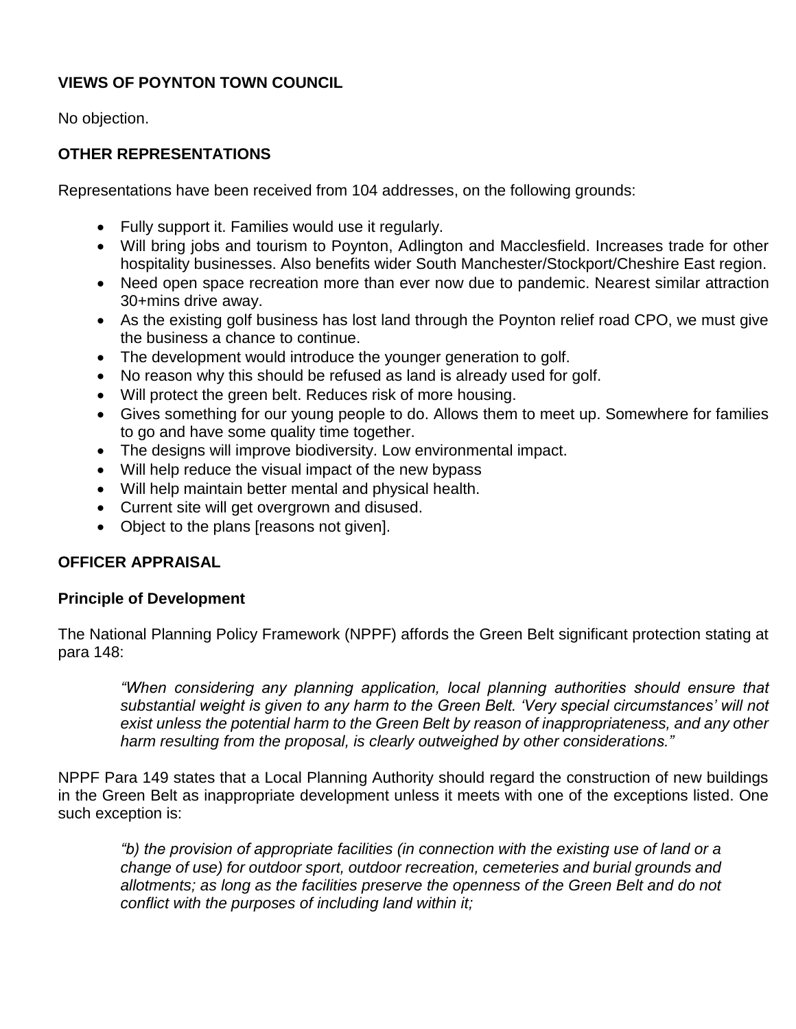**VIEWS OF POYNTON TOWN COUNCIL**

No objection.

**OTHER REPRESENTATIONS**

Representations have been received from 104 addresses, on the following grounds:

- Fully support it. Families would use it regularly.
- Will bring jobs and tourism to Poynton, Adlington and Macclesfield. Increases trade for other hospitality businesses. Also benefits wider South Manchester/Stockport/Cheshire East region.
- Need open space recreation more than ever now due to pandemic. Nearest similar attraction 30+mins drive away.
- As the existing golf business has lost land through the Poynton relief road CPO, we must give the business a chance to continue.
- The development would introduce the younger generation to golf.
- No reason why this should be refused as land is already used for golf.
- Will protect the green belt. Reduces risk of more housing.
- Gives something for our young people to do. Allows them to meet up. Somewhere for families to go and have some quality time together.
- The designs will improve biodiversity. Low environmental impact.
- Will help reduce the visual impact of the new bypass
- Will help maintain better mental and physical health.
- Current site will get overgrown and disused.
- Object to the plans [reasons not given].

**OFFICER APPRAISAL**

**Principle of Development**

The National Planning Policy Framework (NPPF) affords the Green Belt significant protection stating at para 148:

> *"When considering any planning application, local planning authorities should ensure that substantial weight is given to any harm to the Green Belt. 'Very special circumstances' will not exist unless the potential harm to the Green Belt by reason of inappropriateness, and any other harm resulting from the proposal, is clearly outweighed by other considerations."*

NPPF Para 149 states that a Local Planning Authority should regard the construction of new buildings in the Green Belt as inappropriate development unless it meets with one of the exceptions listed. One such exception is:

> *"b) the provision of appropriate facilities (in connection with the existing use of land or a change of use) for outdoor sport, outdoor recreation, cemeteries and burial grounds and allotments; as long as the facilities preserve the openness of the Green Belt and do not conflict with the purposes of including land within it;*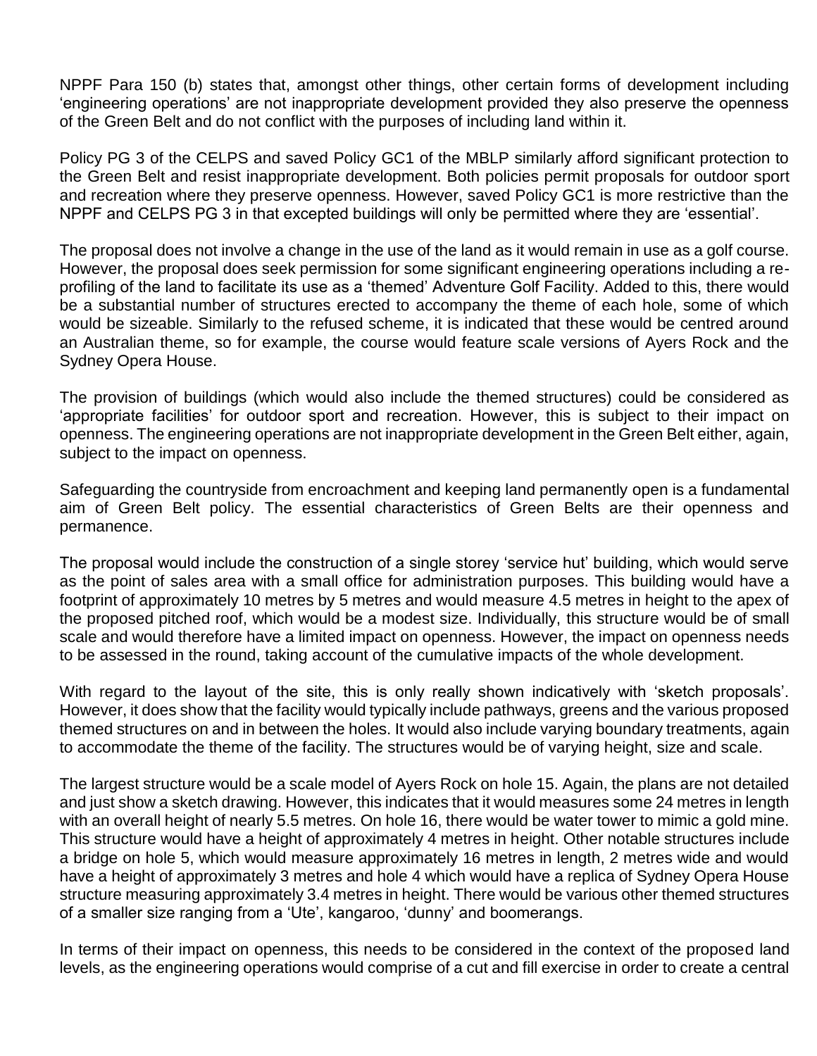NPPF Para 150 (b) states that, amongst other things, other certain forms of development including 'engineering operations' are not inappropriate development provided they also preserve the openness of the Green Belt and do not conflict with the purposes of including land within it.

Policy PG 3 of the CELPS and saved Policy GC1 of the MBLP similarly afford significant protection to the Green Belt and resist inappropriate development. Both policies permit proposals for outdoor sport and recreation where they preserve openness. However, saved Policy GC1 is more restrictive than the NPPF and CELPS PG 3 in that excepted buildings will only be permitted where they are 'essential'.

The proposal does not involve a change in the use of the land as it would remain in use as a golf course. However, the proposal does seek permission for some significant engineering operations including a re-profiling of the land to facilitate its use as a 'themed' Adventure Golf Facility. Added to this, there would be a substantial number of structures erected to accompany the theme of each hole, some of which would be sizeable. Similarly to the refused scheme, it is indicated that these would be centred around an Australian theme, so for example, the course would feature scale versions of Ayers Rock and the Sydney Opera House.

The provision of buildings (which would also include the themed structures) could be considered as 'appropriate facilities' for outdoor sport and recreation. However, this is subject to their impact on openness. The engineering operations are not inappropriate development in the Green Belt either, again, subject to the impact on openness.

Safeguarding the countryside from encroachment and keeping land permanently open is a fundamental aim of Green Belt policy. The essential characteristics of Green Belts are their openness and permanence.

The proposal would include the construction of a single storey 'service hut' building, which would serve as the point of sales area with a small office for administration purposes. This building would have a footprint of approximately 10 metres by 5 metres and would measure 4.5 metres in height to the apex of the proposed pitched roof, which would be a modest size. Individually, this structure would be of small scale and would therefore have a limited impact on openness. However, the impact on openness needs to be assessed in the round, taking account of the cumulative impacts of the whole development.

With regard to the layout of the site, this is only really shown indicatively with 'sketch proposals'. However, it does show that the facility would typically include pathways, greens and the various proposed themed structures on and in between the holes. It would also include varying boundary treatments, again to accommodate the theme of the facility. The structures would be of varying height, size and scale.

The largest structure would be a scale model of Ayers Rock on hole 15. Again, the plans are not detailed and just show a sketch drawing. However, this indicates that it would measures some 24 metres in length with an overall height of nearly 5.5 metres. On hole 16, there would be water tower to mimic a gold mine. This structure would have a height of approximately 4 metres in height. Other notable structures include a bridge on hole 5, which would measure approximately 16 metres in length, 2 metres wide and would have a height of approximately 3 metres and hole 4 which would have a replica of Sydney Opera House structure measuring approximately 3.4 metres in height. There would be various other themed structures of a smaller size ranging from a 'Ute', kangaroo, 'dunny' and boomerangs.

In terms of their impact on openness, this needs to be considered in the context of the proposed land levels, as the engineering operations would comprise of a cut and fill exercise in order to create a central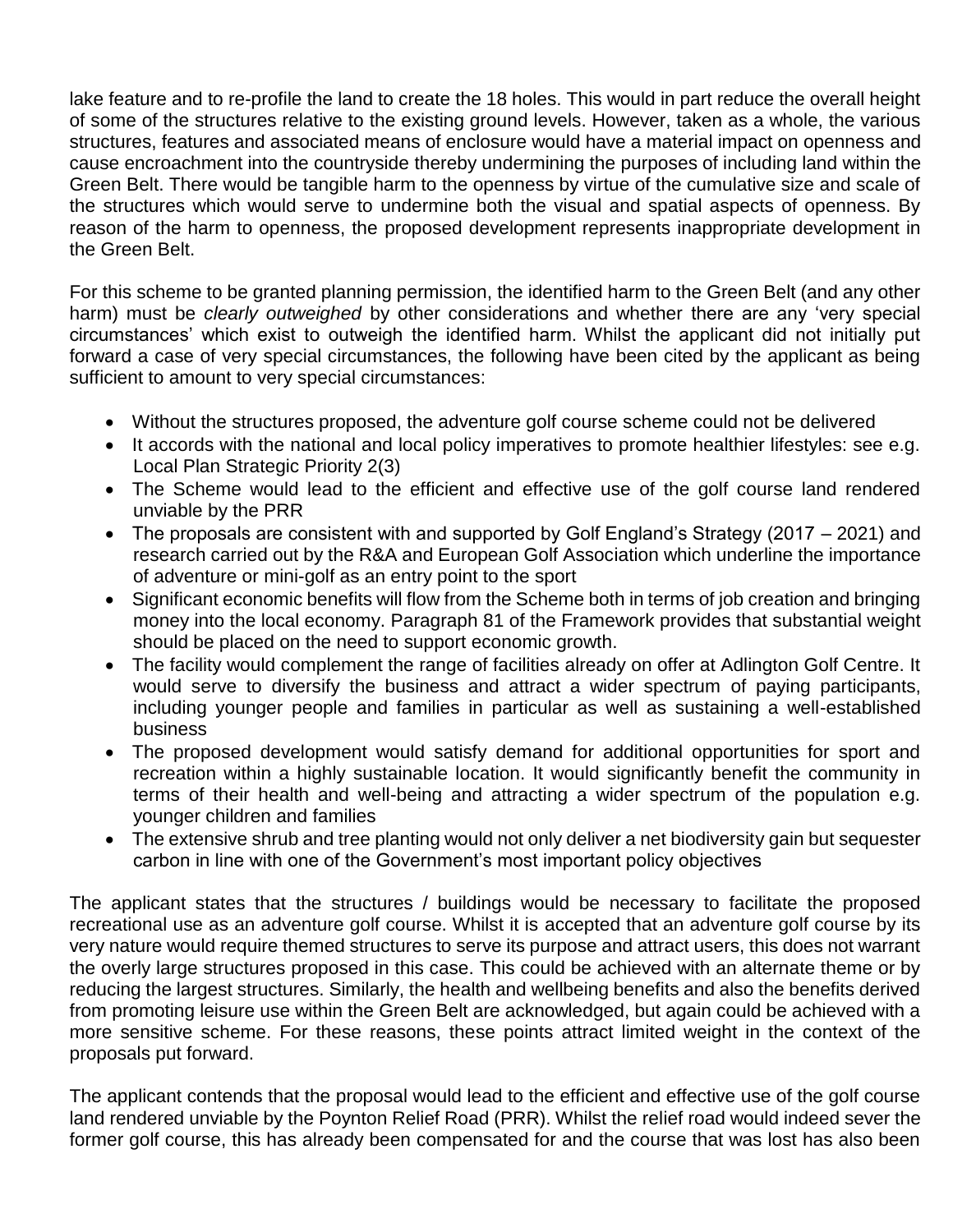lake feature and to re-profile the land to create the 18 holes. This would in part reduce the overall height of some of the structures relative to the existing ground levels. However, taken as a whole, the various structures, features and associated means of enclosure would have a material impact on openness and cause encroachment into the countryside thereby undermining the purposes of including land within the Green Belt. There would be tangible harm to the openness by virtue of the cumulative size and scale of the structures which would serve to undermine both the visual and spatial aspects of openness. By reason of the harm to openness, the proposed development represents inappropriate development in the Green Belt.

For this scheme to be granted planning permission, the identified harm to the Green Belt (and any other harm) must be *clearly outweighed* by other considerations and whether there are any 'very special circumstances' which exist to outweigh the identified harm. Whilst the applicant did not initially put forward a case of very special circumstances, the following have been cited by the applicant as being sufficient to amount to very special circumstances:

- Without the structures proposed, the adventure golf course scheme could not be delivered
- It accords with the national and local policy imperatives to promote healthier lifestyles: see e.g. Local Plan Strategic Priority 2(3)
- The Scheme would lead to the efficient and effective use of the golf course land rendered unviable by the PRR
- The proposals are consistent with and supported by Golf England's Strategy (2017 – 2021) and research carried out by the R&A and European Golf Association which underline the importance of adventure or mini-golf as an entry point to the sport
- Significant economic benefits will flow from the Scheme both in terms of job creation and bringing money into the local economy. Paragraph 81 of the Framework provides that substantial weight should be placed on the need to support economic growth.
- The facility would complement the range of facilities already on offer at Adlington Golf Centre. It would serve to diversify the business and attract a wider spectrum of paying participants, including younger people and families in particular as well as sustaining a well-established business
- The proposed development would satisfy demand for additional opportunities for sport and recreation within a highly sustainable location. It would significantly benefit the community in terms of their health and well-being and attracting a wider spectrum of the population e.g. younger children and families
- The extensive shrub and tree planting would not only deliver a net biodiversity gain but sequester carbon in line with one of the Government's most important policy objectives

The applicant states that the structures / buildings would be necessary to facilitate the proposed recreational use as an adventure golf course. Whilst it is accepted that an adventure golf course by its very nature would require themed structures to serve its purpose and attract users, this does not warrant the overly large structures proposed in this case. This could be achieved with an alternate theme or by reducing the largest structures. Similarly, the health and wellbeing benefits and also the benefits derived from promoting leisure use within the Green Belt are acknowledged, but again could be achieved with a more sensitive scheme. For these reasons, these points attract limited weight in the context of the proposals put forward.

The applicant contends that the proposal would lead to the efficient and effective use of the golf course land rendered unviable by the Poynton Relief Road (PRR). Whilst the relief road would indeed sever the former golf course, this has already been compensated for and the course that was lost has also been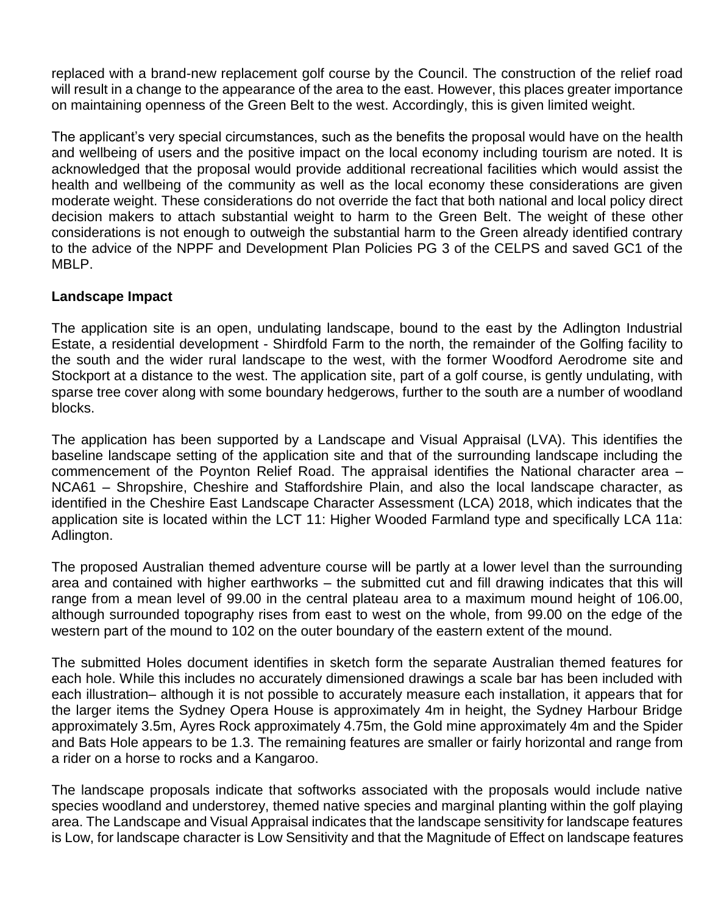replaced with a brand-new replacement golf course by the Council. The construction of the relief road will result in a change to the appearance of the area to the east. However, this places greater importance on maintaining openness of the Green Belt to the west. Accordingly, this is given limited weight.

The applicant's very special circumstances, such as the benefits the proposal would have on the health and wellbeing of users and the positive impact on the local economy including tourism are noted. It is acknowledged that the proposal would provide additional recreational facilities which would assist the health and wellbeing of the community as well as the local economy these considerations are given moderate weight. These considerations do not override the fact that both national and local policy direct decision makers to attach substantial weight to harm to the Green Belt. The weight of these other considerations is not enough to outweigh the substantial harm to the Green already identified contrary to the advice of the NPPF and Development Plan Policies PG 3 of the CELPS and saved GC1 of the MBLP.

**Landscape Impact**

The application site is an open, undulating landscape, bound to the east by the Adlington Industrial Estate, a residential development - Shirdfold Farm to the north, the remainder of the Golfing facility to the south and the wider rural landscape to the west, with the former Woodford Aerodrome site and Stockport at a distance to the west. The application site, part of a golf course, is gently undulating, with sparse tree cover along with some boundary hedgerows, further to the south are a number of woodland blocks.

The application has been supported by a Landscape and Visual Appraisal (LVA). This identifies the baseline landscape setting of the application site and that of the surrounding landscape including the commencement of the Poynton Relief Road. The appraisal identifies the National character area – NCA61 – Shropshire, Cheshire and Staffordshire Plain, and also the local landscape character, as identified in the Cheshire East Landscape Character Assessment (LCA) 2018, which indicates that the application site is located within the LCT 11: Higher Wooded Farmland type and specifically LCA 11a: Adlington.

The proposed Australian themed adventure course will be partly at a lower level than the surrounding area and contained with higher earthworks – the submitted cut and fill drawing indicates that this will range from a mean level of 99.00 in the central plateau area to a maximum mound height of 106.00, although surrounded topography rises from east to west on the whole, from 99.00 on the edge of the western part of the mound to 102 on the outer boundary of the eastern extent of the mound.

The submitted Holes document identifies in sketch form the separate Australian themed features for each hole. While this includes no accurately dimensioned drawings a scale bar has been included with each illustration– although it is not possible to accurately measure each installation, it appears that for the larger items the Sydney Opera House is approximately 4m in height, the Sydney Harbour Bridge approximately 3.5m, Ayres Rock approximately 4.75m, the Gold mine approximately 4m and the Spider and Bats Hole appears to be 1.3. The remaining features are smaller or fairly horizontal and range from a rider on a horse to rocks and a Kangaroo.

The landscape proposals indicate that softworks associated with the proposals would include native species woodland and understorey, themed native species and marginal planting within the golf playing area. The Landscape and Visual Appraisal indicates that the landscape sensitivity for landscape features is Low, for landscape character is Low Sensitivity and that the Magnitude of Effect on landscape features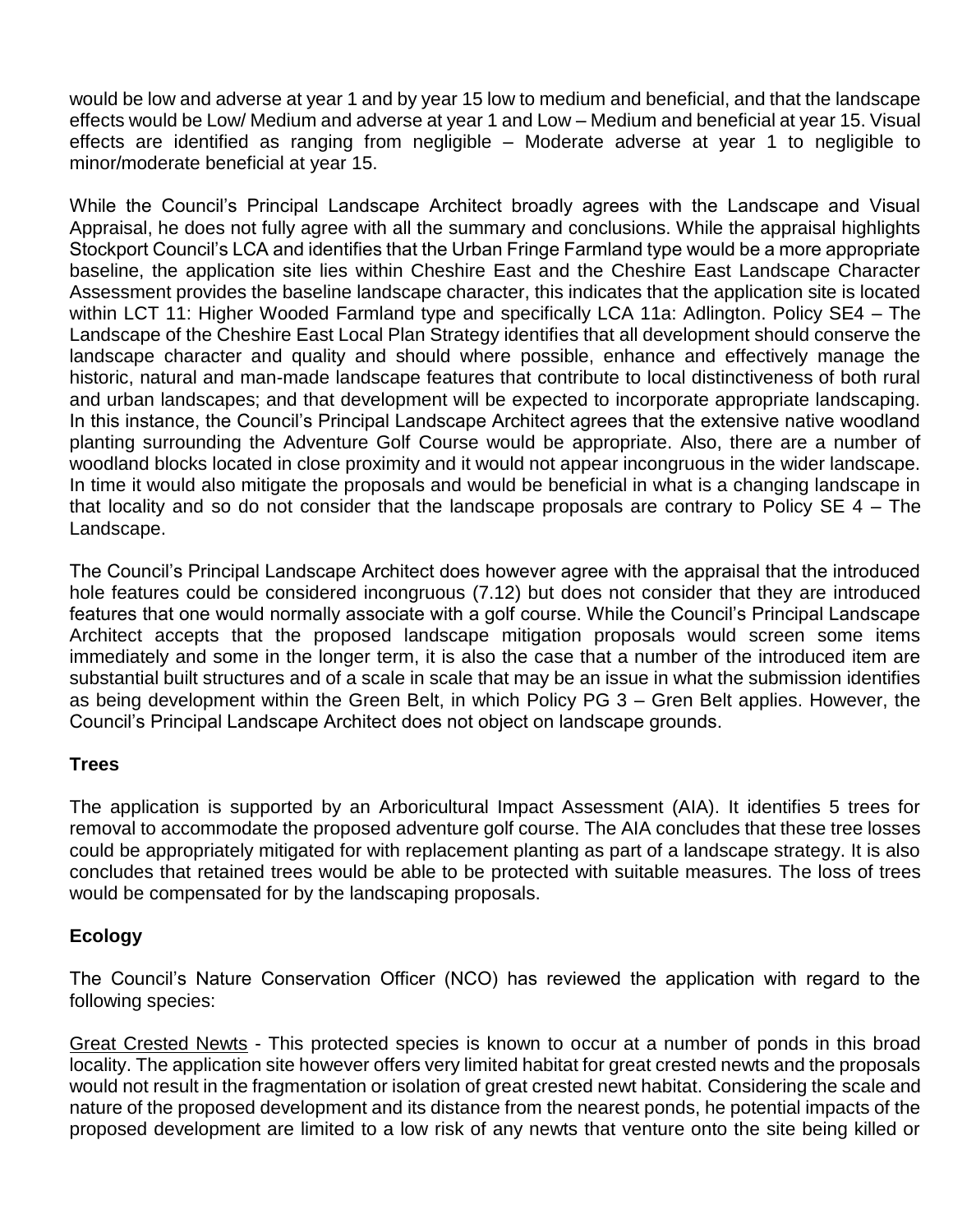would be low and adverse at year 1 and by year 15 low to medium and beneficial, and that the landscape effects would be Low/ Medium and adverse at year 1 and Low – Medium and beneficial at year 15. Visual effects are identified as ranging from negligible – Moderate adverse at year 1 to negligible to minor/moderate beneficial at year 15.

While the Council's Principal Landscape Architect broadly agrees with the Landscape and Visual Appraisal, he does not fully agree with all the summary and conclusions. While the appraisal highlights Stockport Council's LCA and identifies that the Urban Fringe Farmland type would be a more appropriate baseline, the application site lies within Cheshire East and the Cheshire East Landscape Character Assessment provides the baseline landscape character, this indicates that the application site is located within LCT 11: Higher Wooded Farmland type and specifically LCA 11a: Adlington. Policy SE4 – The Landscape of the Cheshire East Local Plan Strategy identifies that all development should conserve the landscape character and quality and should where possible, enhance and effectively manage the historic, natural and man-made landscape features that contribute to local distinctiveness of both rural and urban landscapes; and that development will be expected to incorporate appropriate landscaping. In this instance, the Council's Principal Landscape Architect agrees that the extensive native woodland planting surrounding the Adventure Golf Course would be appropriate. Also, there are a number of woodland blocks located in close proximity and it would not appear incongruous in the wider landscape. In time it would also mitigate the proposals and would be beneficial in what is a changing landscape in that locality and so do not consider that the landscape proposals are contrary to Policy SE 4 – The Landscape.

The Council's Principal Landscape Architect does however agree with the appraisal that the introduced hole features could be considered incongruous (7.12) but does not consider that they are introduced features that one would normally associate with a golf course. While the Council's Principal Landscape Architect accepts that the proposed landscape mitigation proposals would screen some items immediately and some in the longer term, it is also the case that a number of the introduced item are substantial built structures and of a scale in scale that may be an issue in what the submission identifies as being development within the Green Belt, in which Policy PG 3 – Gren Belt applies. However, the Council's Principal Landscape Architect does not object on landscape grounds.

## Trees

The application is supported by an Arboricultural Impact Assessment (AIA). It identifies 5 trees for removal to accommodate the proposed adventure golf course. The AIA concludes that these tree losses could be appropriately mitigated for with replacement planting as part of a landscape strategy. It is also concludes that retained trees would be able to be protected with suitable measures. The loss of trees would be compensated for by the landscaping proposals.

## Ecology

The Council's Nature Conservation Officer (NCO) has reviewed the application with regard to the following species:

<u>Great Crested Newts</u> - This protected species is known to occur at a number of ponds in this broad locality. The application site however offers very limited habitat for great crested newts and the proposals would not result in the fragmentation or isolation of great crested newt habitat. Considering the scale and nature of the proposed development and its distance from the nearest ponds, he potential impacts of the proposed development are limited to a low risk of any newts that venture onto the site being killed or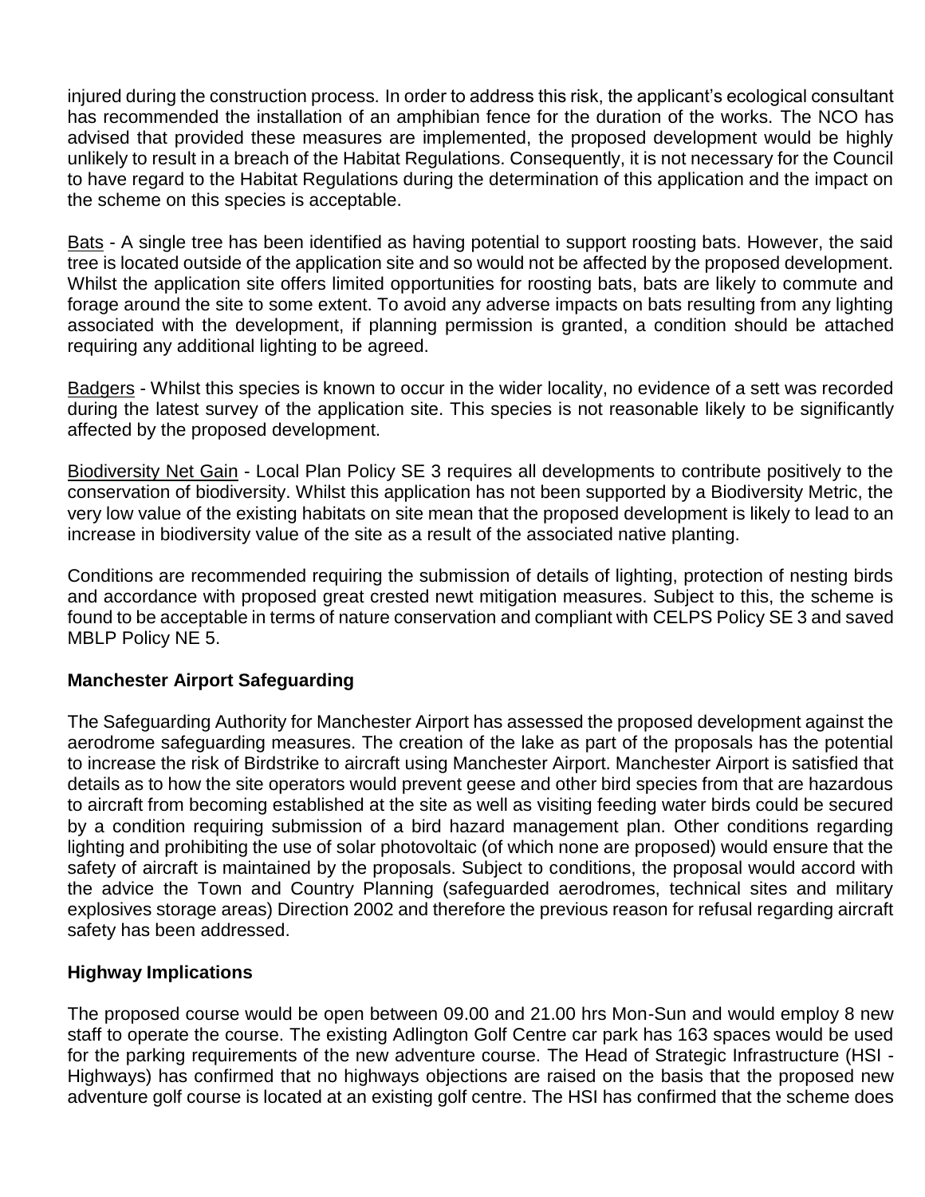injured during the construction process. In order to address this risk, the applicant's ecological consultant has recommended the installation of an amphibian fence for the duration of the works. The NCO has advised that provided these measures are implemented, the proposed development would be highly unlikely to result in a breach of the Habitat Regulations. Consequently, it is not necessary for the Council to have regard to the Habitat Regulations during the determination of this application and the impact on the scheme on this species is acceptable.

Bats - A single tree has been identified as having potential to support roosting bats. However, the said tree is located outside of the application site and so would not be affected by the proposed development. Whilst the application site offers limited opportunities for roosting bats, bats are likely to commute and forage around the site to some extent. To avoid any adverse impacts on bats resulting from any lighting associated with the development, if planning permission is granted, a condition should be attached requiring any additional lighting to be agreed.

Badgers - Whilst this species is known to occur in the wider locality, no evidence of a sett was recorded during the latest survey of the application site. This species is not reasonable likely to be significantly affected by the proposed development.

Biodiversity Net Gain - Local Plan Policy SE 3 requires all developments to contribute positively to the conservation of biodiversity. Whilst this application has not been supported by a Biodiversity Metric, the very low value of the existing habitats on site mean that the proposed development is likely to lead to an increase in biodiversity value of the site as a result of the associated native planting.

Conditions are recommended requiring the submission of details of lighting, protection of nesting birds and accordance with proposed great crested newt mitigation measures. Subject to this, the scheme is found to be acceptable in terms of nature conservation and compliant with CELPS Policy SE 3 and saved MBLP Policy NE 5.

**Manchester Airport Safeguarding**

The Safeguarding Authority for Manchester Airport has assessed the proposed development against the aerodrome safeguarding measures. The creation of the lake as part of the proposals has the potential to increase the risk of Birdstrike to aircraft using Manchester Airport. Manchester Airport is satisfied that details as to how the site operators would prevent geese and other bird species from that are hazardous to aircraft from becoming established at the site as well as visiting feeding water birds could be secured by a condition requiring submission of a bird hazard management plan. Other conditions regarding lighting and prohibiting the use of solar photovoltaic (of which none are proposed) would ensure that the safety of aircraft is maintained by the proposals. Subject to conditions, the proposal would accord with the advice the Town and Country Planning (safeguarded aerodromes, technical sites and military explosives storage areas) Direction 2002 and therefore the previous reason for refusal regarding aircraft safety has been addressed.

**Highway Implications**

The proposed course would be open between 09.00 and 21.00 hrs Mon-Sun and would employ 8 new staff to operate the course. The existing Adlington Golf Centre car park has 163 spaces would be used for the parking requirements of the new adventure course. The Head of Strategic Infrastructure (HSI - Highways) has confirmed that no highways objections are raised on the basis that the proposed new adventure golf course is located at an existing golf centre. The HSI has confirmed that the scheme does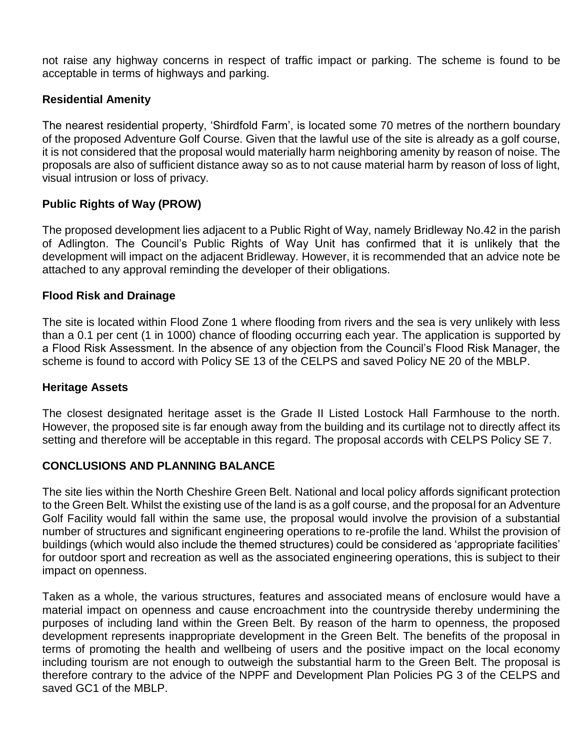not raise any highway concerns in respect of traffic impact or parking. The scheme is found to be acceptable in terms of highways and parking.

## Residential Amenity

The nearest residential property, 'Shirdfold Farm', is located some 70 metres of the northern boundary of the proposed Adventure Golf Course. Given that the lawful use of the site is already as a golf course, it is not considered that the proposal would materially harm neighboring amenity by reason of noise. The proposals are also of sufficient distance away so as to not cause material harm by reason of loss of light, visual intrusion or loss of privacy.

## Public Rights of Way (PROW)

The proposed development lies adjacent to a Public Right of Way, namely Bridleway No.42 in the parish of Adlington. The Council's Public Rights of Way Unit has confirmed that it is unlikely that the development will impact on the adjacent Bridleway. However, it is recommended that an advice note be attached to any approval reminding the developer of their obligations.

## Flood Risk and Drainage

The site is located within Flood Zone 1 where flooding from rivers and the sea is very unlikely with less than a 0.1 per cent (1 in 1000) chance of flooding occurring each year. The application is supported by a Flood Risk Assessment. In the absence of any objection from the Council's Flood Risk Manager, the scheme is found to accord with Policy SE 13 of the CELPS and saved Policy NE 20 of the MBLP.

## Heritage Assets

The closest designated heritage asset is the Grade II Listed Lostock Hall Farmhouse to the north. However, the proposed site is far enough away from the building and its curtilage not to directly affect its setting and therefore will be acceptable in this regard. The proposal accords with CELPS Policy SE 7.

## CONCLUSIONS AND PLANNING BALANCE

The site lies within the North Cheshire Green Belt. National and local policy affords significant protection to the Green Belt. Whilst the existing use of the land is as a golf course, and the proposal for an Adventure Golf Facility would fall within the same use, the proposal would involve the provision of a substantial number of structures and significant engineering operations to re-profile the land. Whilst the provision of buildings (which would also include the themed structures) could be considered as 'appropriate facilities' for outdoor sport and recreation as well as the associated engineering operations, this is subject to their impact on openness.

Taken as a whole, the various structures, features and associated means of enclosure would have a material impact on openness and cause encroachment into the countryside thereby undermining the purposes of including land within the Green Belt. By reason of the harm to openness, the proposed development represents inappropriate development in the Green Belt. The benefits of the proposal in terms of promoting the health and wellbeing of users and the positive impact on the local economy including tourism are not enough to outweigh the substantial harm to the Green Belt. The proposal is therefore contrary to the advice of the NPPF and Development Plan Policies PG 3 of the CELPS and saved GC1 of the MBLP.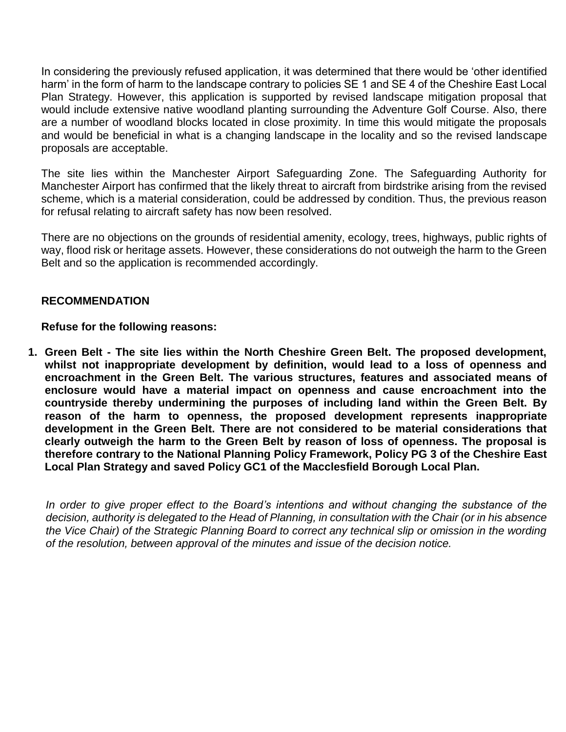In considering the previously refused application, it was determined that there would be 'other identified harm' in the form of harm to the landscape contrary to policies SE 1 and SE 4 of the Cheshire East Local Plan Strategy. However, this application is supported by revised landscape mitigation proposal that would include extensive native woodland planting surrounding the Adventure Golf Course. Also, there are a number of woodland blocks located in close proximity. In time this would mitigate the proposals and would be beneficial in what is a changing landscape in the locality and so the revised landscape proposals are acceptable.

The site lies within the Manchester Airport Safeguarding Zone. The Safeguarding Authority for Manchester Airport has confirmed that the likely threat to aircraft from birdstrike arising from the revised scheme, which is a material consideration, could be addressed by condition. Thus, the previous reason for refusal relating to aircraft safety has now been resolved.

There are no objections on the grounds of residential amenity, ecology, trees, highways, public rights of way, flood risk or heritage assets. However, these considerations do not outweigh the harm to the Green Belt and so the application is recommended accordingly.

**RECOMMENDATION**

**Refuse for the following reasons:**

1. **Green Belt - The site lies within the North Cheshire Green Belt. The proposed development, whilst not inappropriate development by definition, would lead to a loss of openness and encroachment in the Green Belt. The various structures, features and associated means of enclosure would have a material impact on openness and cause encroachment into the countryside thereby undermining the purposes of including land within the Green Belt. By reason of the harm to openness, the proposed development represents inappropriate development in the Green Belt. There are not considered to be material considerations that clearly outweigh the harm to the Green Belt by reason of loss of openness. The proposal is therefore contrary to the National Planning Policy Framework, Policy PG 3 of the Cheshire East Local Plan Strategy and saved Policy GC1 of the Macclesfield Borough Local Plan.**

*In order to give proper effect to the Board's intentions and without changing the substance of the decision, authority is delegated to the Head of Planning, in consultation with the Chair (or in his absence the Vice Chair) of the Strategic Planning Board to correct any technical slip or omission in the wording of the resolution, between approval of the minutes and issue of the decision notice.*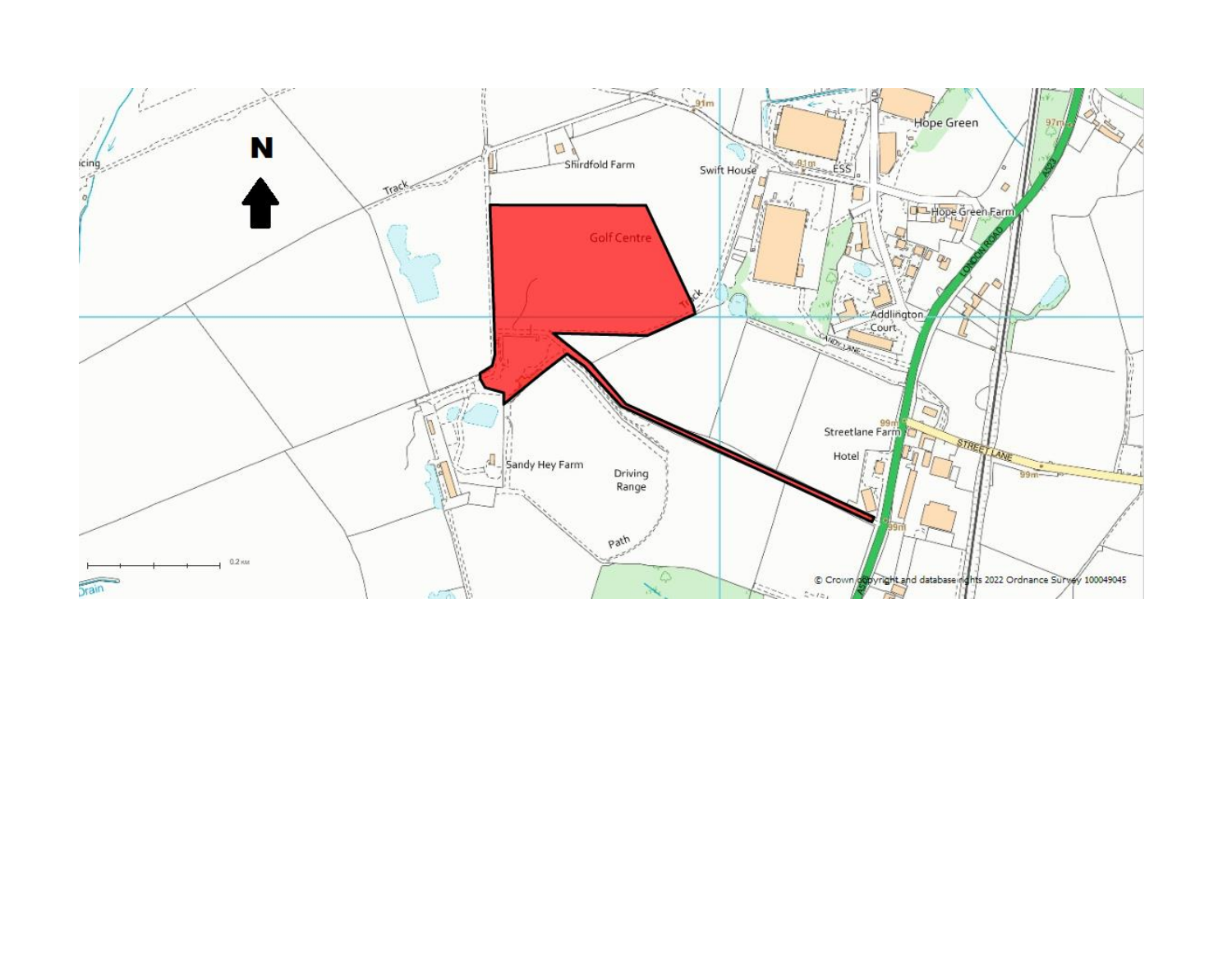N

Track

Shirdfold Farm

Swift House

Hope Green

Hope Green Farm

Golf Centre

Addlington Court

Streetlane Farm

Hotel

STREET LANE

LONDON ROAD

A523

Sandy Hey Farm

Driving Range

Path

0.2 KM

Drain

© Crown copyright and database rights 2022 Ordnance Survey 100049045